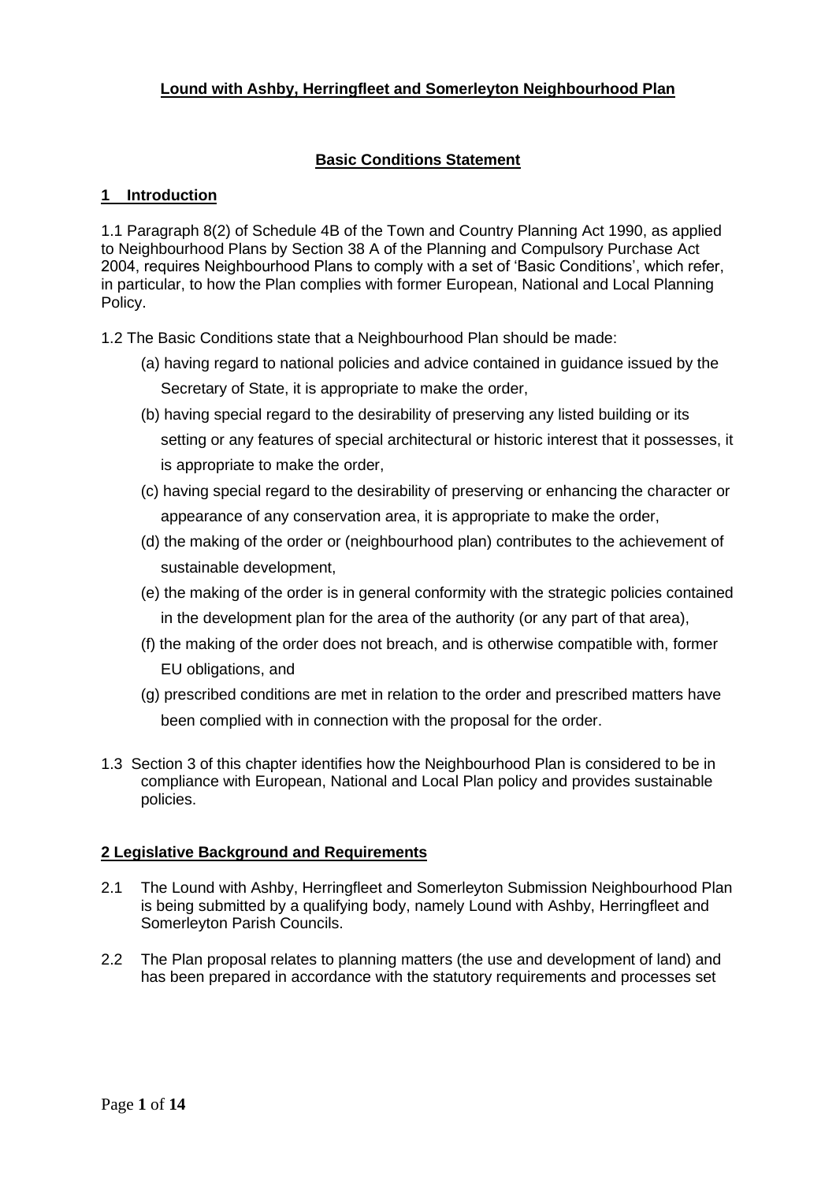# Lound with Ashby, Herringfleet and Somerleyton Neighbourhood Plan

## Basic Conditions Statement

## 1 Introduction

1.1 Paragraph 8(2) of Schedule 4B of the Town and Country Planning Act 1990, as applied to Neighbourhood Plans by Section 38 A of the Planning and Compulsory Purchase Act 2004, requires Neighbourhood Plans to comply with a set of 'Basic Conditions', which refer, in particular, to how the Plan complies with former European, National and Local Planning Policy.

1.2 The Basic Conditions state that a Neighbourhood Plan should be made:

(a) having regard to national policies and advice contained in guidance issued by the Secretary of State, it is appropriate to make the order,

(b) having special regard to the desirability of preserving any listed building or its setting or any features of special architectural or historic interest that it possesses, it is appropriate to make the order,

(c) having special regard to the desirability of preserving or enhancing the character or appearance of any conservation area, it is appropriate to make the order,

(d) the making of the order or (neighbourhood plan) contributes to the achievement of sustainable development,

(e) the making of the order is in general conformity with the strategic policies contained in the development plan for the area of the authority (or any part of that area),

(f) the making of the order does not breach, and is otherwise compatible with, former EU obligations, and

(g) prescribed conditions are met in relation to the order and prescribed matters have been complied with in connection with the proposal for the order.

1.3 Section 3 of this chapter identifies how the Neighbourhood Plan is considered to be in compliance with European, National and Local Plan policy and provides sustainable policies.

## 2 Legislative Background and Requirements

2.1 The Lound with Ashby, Herringfleet and Somerleyton Submission Neighbourhood Plan is being submitted by a qualifying body, namely Lound with Ashby, Herringfleet and Somerleyton Parish Councils.

2.2 The Plan proposal relates to planning matters (the use and development of land) and has been prepared in accordance with the statutory requirements and processes set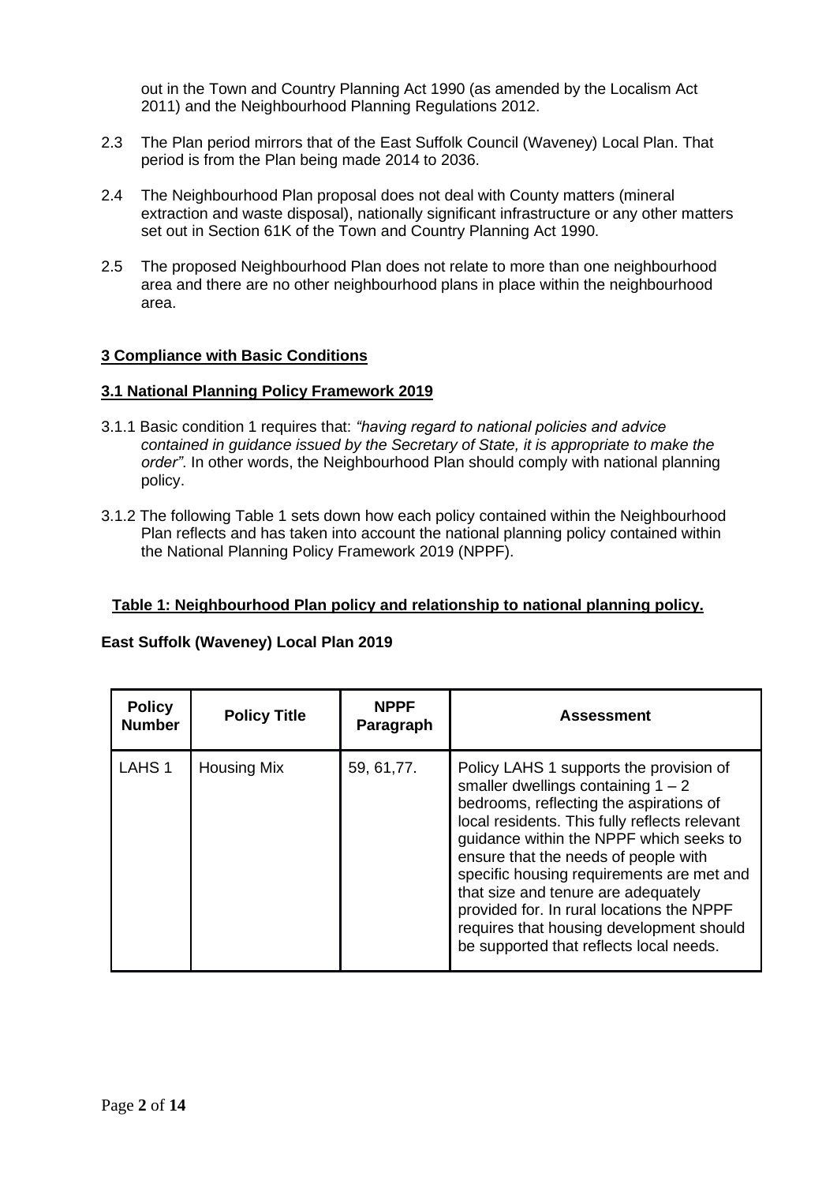out in the Town and Country Planning Act 1990 (as amended by the Localism Act 2011) and the Neighbourhood Planning Regulations 2012.

2.3 The Plan period mirrors that of the East Suffolk Council (Waveney) Local Plan. That period is from the Plan being made 2014 to 2036.

2.4 The Neighbourhood Plan proposal does not deal with County matters (mineral extraction and waste disposal), nationally significant infrastructure or any other matters set out in Section 61K of the Town and Country Planning Act 1990.

2.5 The proposed Neighbourhood Plan does not relate to more than one neighbourhood area and there are no other neighbourhood plans in place within the neighbourhood area.

## 3 Compliance with Basic Conditions

### 3.1 National Planning Policy Framework 2019

3.1.1 Basic condition 1 requires that: *"having regard to national policies and advice contained in guidance issued by the Secretary of State, it is appropriate to make the order"*. In other words, the Neighbourhood Plan should comply with national planning policy.

3.1.2 The following Table 1 sets down how each policy contained within the Neighbourhood Plan reflects and has taken into account the national planning policy contained within the National Planning Policy Framework 2019 (NPPF).

**Table 1: Neighbourhood Plan policy and relationship to national planning policy.**

**East Suffolk (Waveney) Local Plan 2019**

| Policy Number | Policy Title | NPPF Paragraph | Assessment |
|---|---|---|---|
| LAHS 1 | Housing Mix | 59, 61,77. | Policy LAHS 1 supports the provision of smaller dwellings containing 1 – 2 bedrooms, reflecting the aspirations of local residents. This fully reflects relevant guidance within the NPPF which seeks to ensure that the needs of people with specific housing requirements are met and that size and tenure are adequately provided for. In rural locations the NPPF requires that housing development should be supported that reflects local needs. |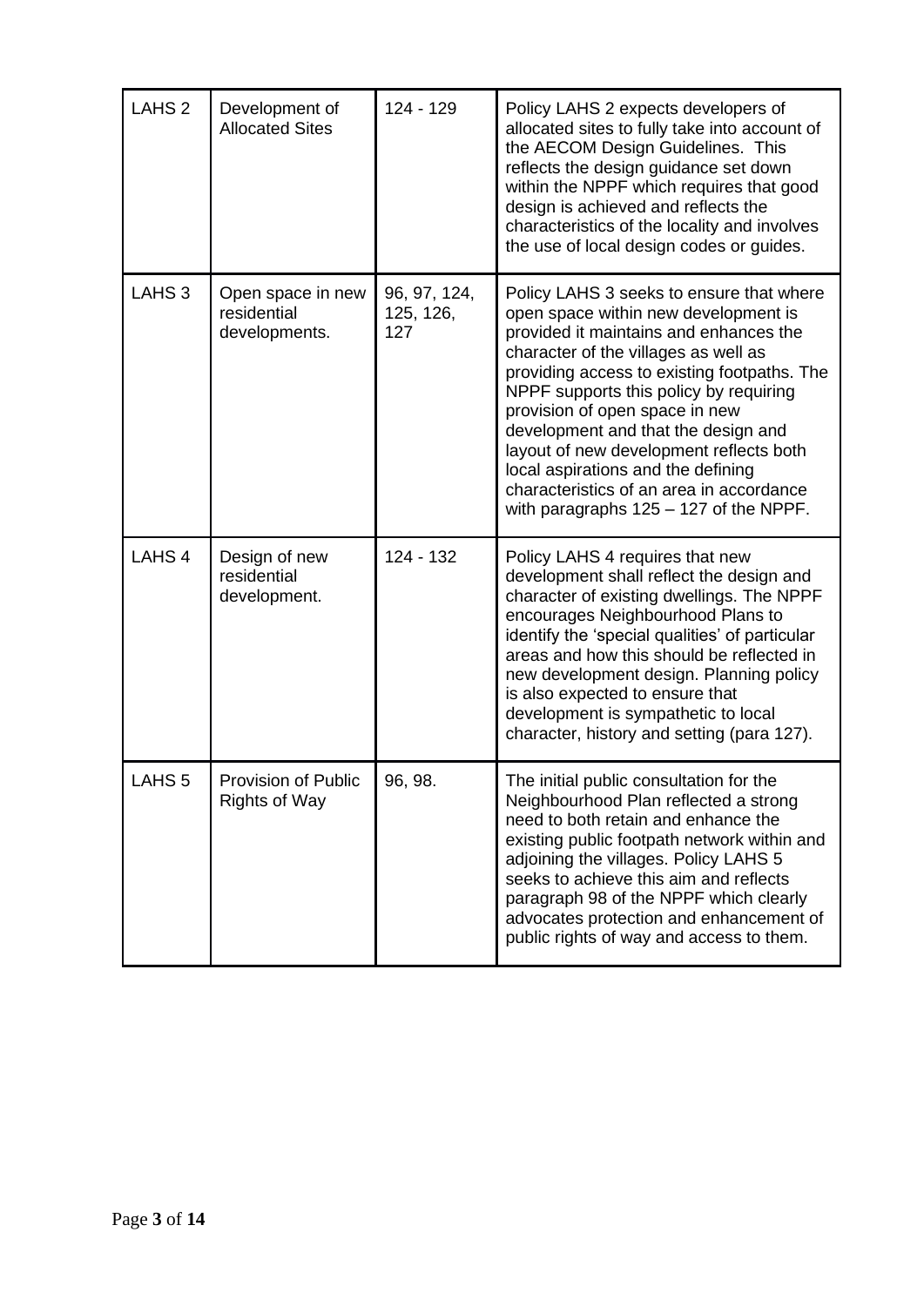| LAHS 2 | Development of Allocated Sites | 124 - 129 | Policy LAHS 2 expects developers of allocated sites to fully take into account of the AECOM Design Guidelines. This reflects the design guidance set down within the NPPF which requires that good design is achieved and reflects the characteristics of the locality and involves the use of local design codes or guides. |
|---|---|---|---|
| LAHS 3 | Open space in new residential developments. | 96, 97, 124, 125, 126, 127 | Policy LAHS 3 seeks to ensure that where open space within new development is provided it maintains and enhances the character of the villages as well as providing access to existing footpaths. The NPPF supports this policy by requiring provision of open space in new development and that the design and layout of new development reflects both local aspirations and the defining characteristics of an area in accordance with paragraphs 125 – 127 of the NPPF. |
| LAHS 4 | Design of new residential development. | 124 - 132 | Policy LAHS 4 requires that new development shall reflect the design and character of existing dwellings. The NPPF encourages Neighbourhood Plans to identify the 'special qualities' of particular areas and how this should be reflected in new development design. Planning policy is also expected to ensure that development is sympathetic to local character, history and setting (para 127). |
| LAHS 5 | Provision of Public Rights of Way | 96, 98. | The initial public consultation for the Neighbourhood Plan reflected a strong need to both retain and enhance the existing public footpath network within and adjoining the villages. Policy LAHS 5 seeks to achieve this aim and reflects paragraph 98 of the NPPF which clearly advocates protection and enhancement of public rights of way and access to them. |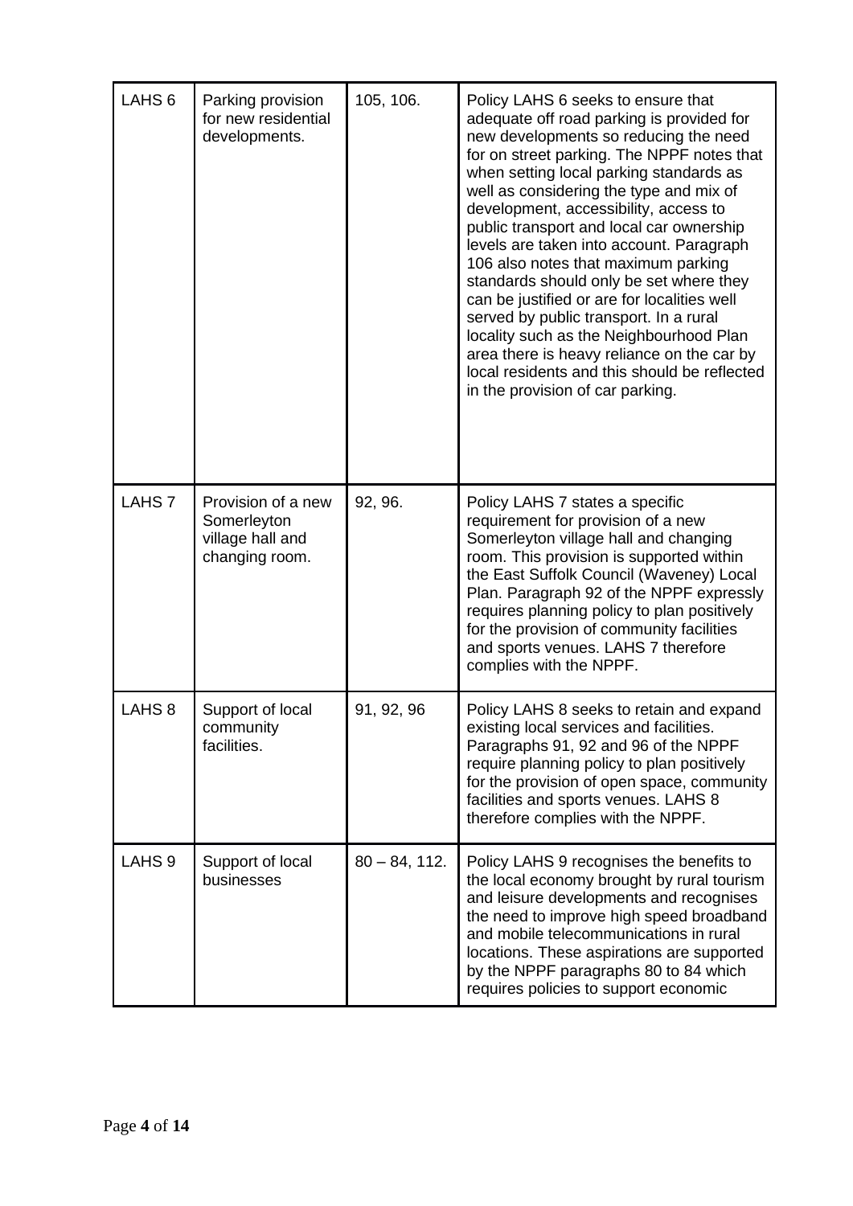| LAHS 6 | Parking provision for new residential developments. | 105, 106. | Policy LAHS 6 seeks to ensure that adequate off road parking is provided for new developments so reducing the need for on street parking. The NPPF notes that when setting local parking standards as well as considering the type and mix of development, accessibility, access to public transport and local car ownership levels are taken into account. Paragraph 106 also notes that maximum parking standards should only be set where they can be justified or are for localities well served by public transport. In a rural locality such as the Neighbourhood Plan area there is heavy reliance on the car by local residents and this should be reflected in the provision of car parking. |
|---|---|---|---|
| LAHS 7 | Provision of a new Somerleyton village hall and changing room. | 92, 96. | Policy LAHS 7 states a specific requirement for provision of a new Somerleyton village hall and changing room. This provision is supported within the East Suffolk Council (Waveney) Local Plan. Paragraph 92 of the NPPF expressly requires planning policy to plan positively for the provision of community facilities and sports venues. LAHS 7 therefore complies with the NPPF. |
| LAHS 8 | Support of local community facilities. | 91, 92, 96 | Policy LAHS 8 seeks to retain and expand existing local services and facilities. Paragraphs 91, 92 and 96 of the NPPF require planning policy to plan positively for the provision of open space, community facilities and sports venues. LAHS 8 therefore complies with the NPPF. |
| LAHS 9 | Support of local businesses | 80 – 84, 112. | Policy LAHS 9 recognises the benefits to the local economy brought by rural tourism and leisure developments and recognises the need to improve high speed broadband and mobile telecommunications in rural locations. These aspirations are supported by the NPPF paragraphs 80 to 84 which requires policies to support economic |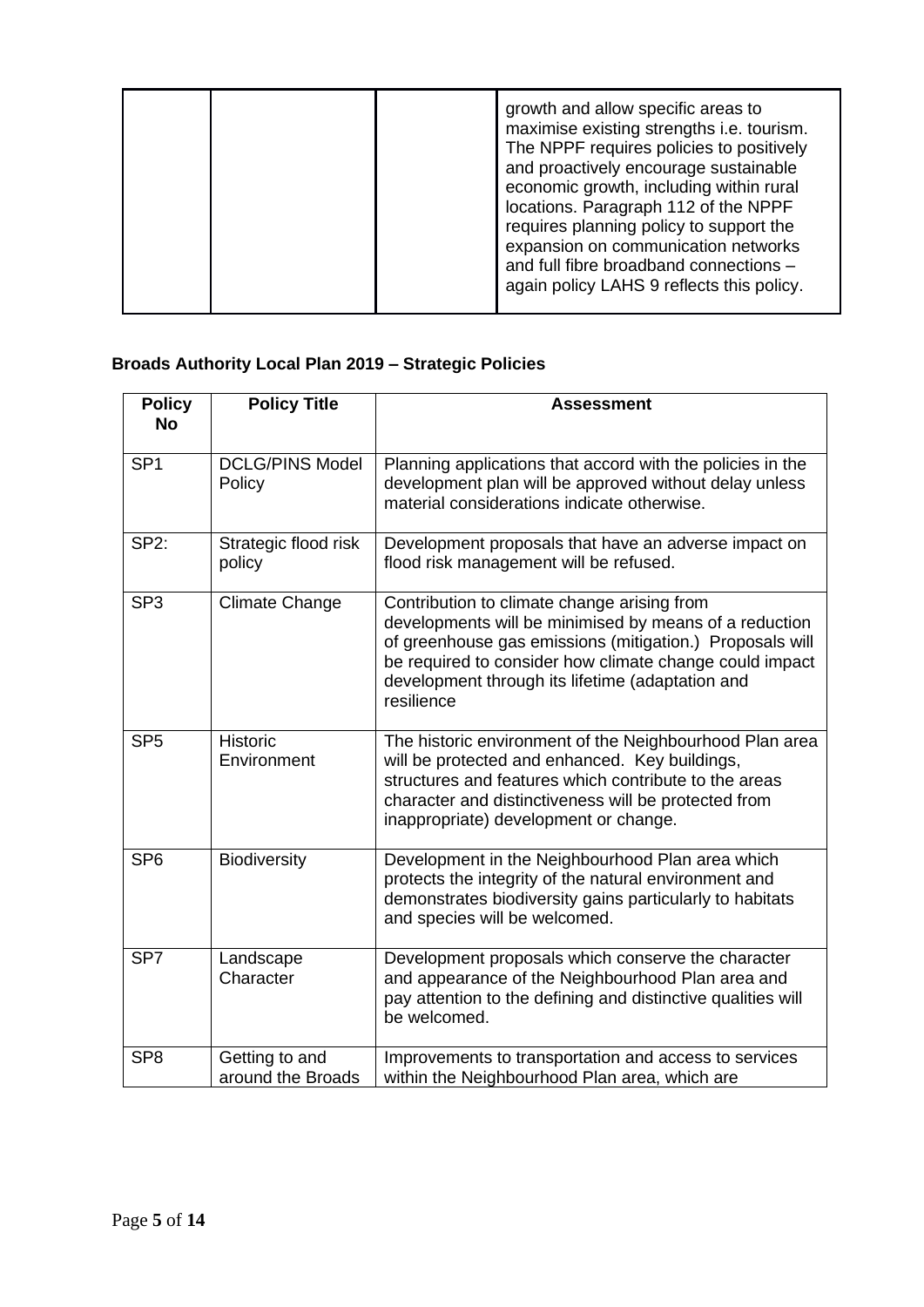| | | | growth and allow specific areas to maximise existing strengths i.e. tourism. The NPPF requires policies to positively and proactively encourage sustainable economic growth, including within rural locations. Paragraph 112 of the NPPF requires planning policy to support the expansion on communication networks and full fibre broadband connections – again policy LAHS 9 reflects this policy. |
|---|---|---|---|

**Broads Authority Local Plan 2019 – Strategic Policies**

| Policy No | Policy Title | Assessment |
|---|---|---|
| SP1 | DCLG/PINS Model Policy | Planning applications that accord with the policies in the development plan will be approved without delay unless material considerations indicate otherwise. |
| SP2: | Strategic flood risk policy | Development proposals that have an adverse impact on flood risk management will be refused. |
| SP3 | Climate Change | Contribution to climate change arising from developments will be minimised by means of a reduction of greenhouse gas emissions (mitigation.) Proposals will be required to consider how climate change could impact development through its lifetime (adaptation and resilience |
| SP5 | Historic Environment | The historic environment of the Neighbourhood Plan area will be protected and enhanced. Key buildings, structures and features which contribute to the areas character and distinctiveness will be protected from inappropriate) development or change. |
| SP6 | Biodiversity | Development in the Neighbourhood Plan area which protects the integrity of the natural environment and demonstrates biodiversity gains particularly to habitats and species will be welcomed. |
| SP7 | Landscape Character | Development proposals which conserve the character and appearance of the Neighbourhood Plan area and pay attention to the defining and distinctive qualities will be welcomed. |
| SP8 | Getting to and around the Broads | Improvements to transportation and access to services within the Neighbourhood Plan area, which are |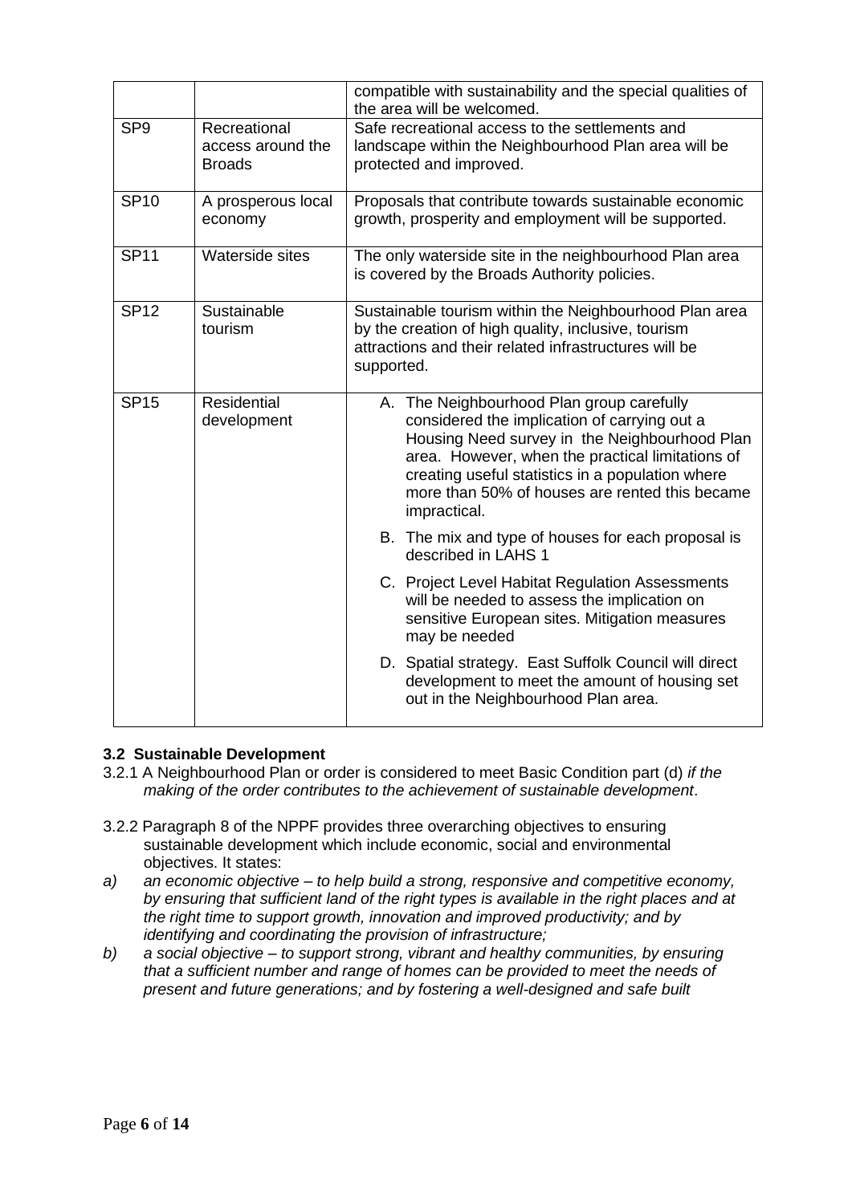| | | |
|---|---|---|
| | | compatible with sustainability and the special qualities of the area will be welcomed. |
| SP9 | Recreational access around the Broads | Safe recreational access to the settlements and landscape within the Neighbourhood Plan area will be protected and improved. |
| SP10 | A prosperous local economy | Proposals that contribute towards sustainable economic growth, prosperity and employment will be supported. |
| SP11 | Waterside sites | The only waterside site in the neighbourhood Plan area is covered by the Broads Authority policies. |
| SP12 | Sustainable tourism | Sustainable tourism within the Neighbourhood Plan area by the creation of high quality, inclusive, tourism attractions and their related infrastructures will be supported. |
| SP15 | Residential development | A. The Neighbourhood Plan group carefully considered the implication of carrying out a Housing Need survey in the Neighbourhood Plan area. However, when the practical limitations of creating useful statistics in a population where more than 50% of houses are rented this became impractical.<br>B. The mix and type of houses for each proposal is described in LAHS 1<br>C. Project Level Habitat Regulation Assessments will be needed to assess the implication on sensitive European sites. Mitigation measures may be needed<br>D. Spatial strategy. East Suffolk Council will direct development to meet the amount of housing set out in the Neighbourhood Plan area. |

### 3.2 Sustainable Development

3.2.1 A Neighbourhood Plan or order is considered to meet Basic Condition part (d) *if the making of the order contributes to the achievement of sustainable development*.

3.2.2 Paragraph 8 of the NPPF provides three overarching objectives to ensuring sustainable development which include economic, social and environmental objectives. It states:

a) *an economic objective – to help build a strong, responsive and competitive economy, by ensuring that sufficient land of the right types is available in the right places and at the right time to support growth, innovation and improved productivity; and by identifying and coordinating the provision of infrastructure;*

b) *a social objective – to support strong, vibrant and healthy communities, by ensuring that a sufficient number and range of homes can be provided to meet the needs of present and future generations; and by fostering a well-designed and safe built*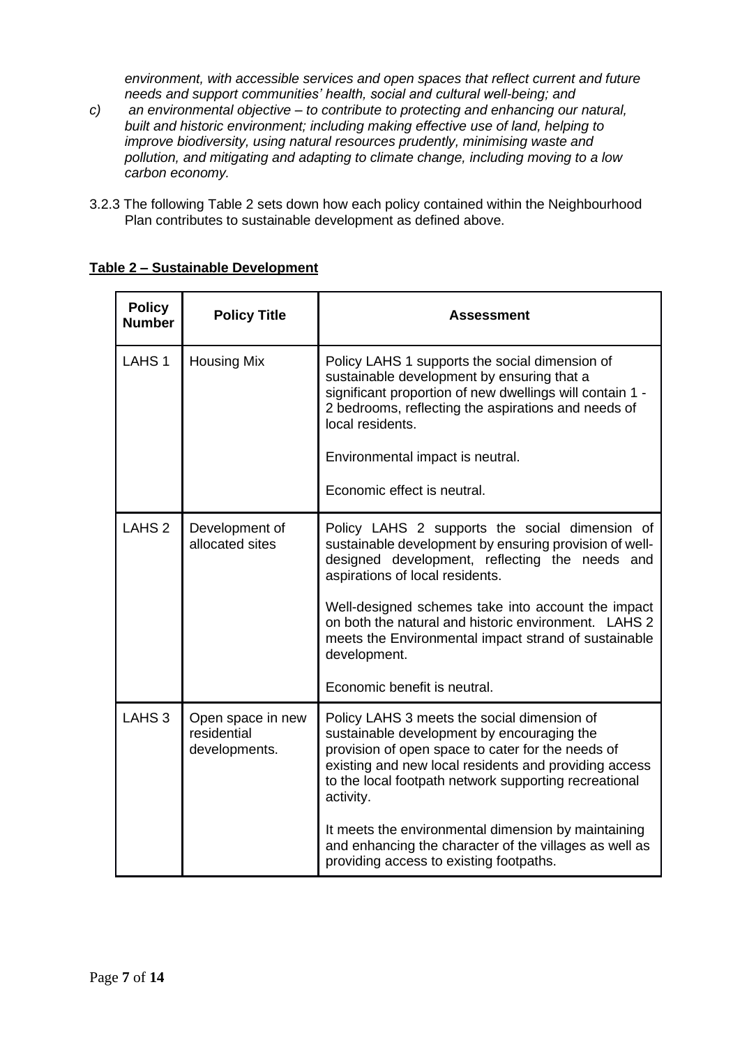*environment, with accessible services and open spaces that reflect current and future needs and support communities' health, social and cultural well-being; and*

*c) an environmental objective – to contribute to protecting and enhancing our natural, built and historic environment; including making effective use of land, helping to improve biodiversity, using natural resources prudently, minimising waste and pollution, and mitigating and adapting to climate change, including moving to a low carbon economy.*

3.2.3 The following Table 2 sets down how each policy contained within the Neighbourhood Plan contributes to sustainable development as defined above.

**Table 2 – Sustainable Development**

| Policy Number | Policy Title | Assessment |
|---|---|---|
| LAHS 1 | Housing Mix | Policy LAHS 1 supports the social dimension of sustainable development by ensuring that a significant proportion of new dwellings will contain 1 - 2 bedrooms, reflecting the aspirations and needs of local residents.<br><br>Environmental impact is neutral.<br><br>Economic effect is neutral. |
| LAHS 2 | Development of allocated sites | Policy LAHS 2 supports the social dimension of sustainable development by ensuring provision of well-designed development, reflecting the needs and aspirations of local residents.<br><br>Well-designed schemes take into account the impact on both the natural and historic environment. LAHS 2 meets the Environmental impact strand of sustainable development.<br><br>Economic benefit is neutral. |
| LAHS 3 | Open space in new residential developments. | Policy LAHS 3 meets the social dimension of sustainable development by encouraging the provision of open space to cater for the needs of existing and new local residents and providing access to the local footpath network supporting recreational activity.<br><br>It meets the environmental dimension by maintaining and enhancing the character of the villages as well as providing access to existing footpaths. |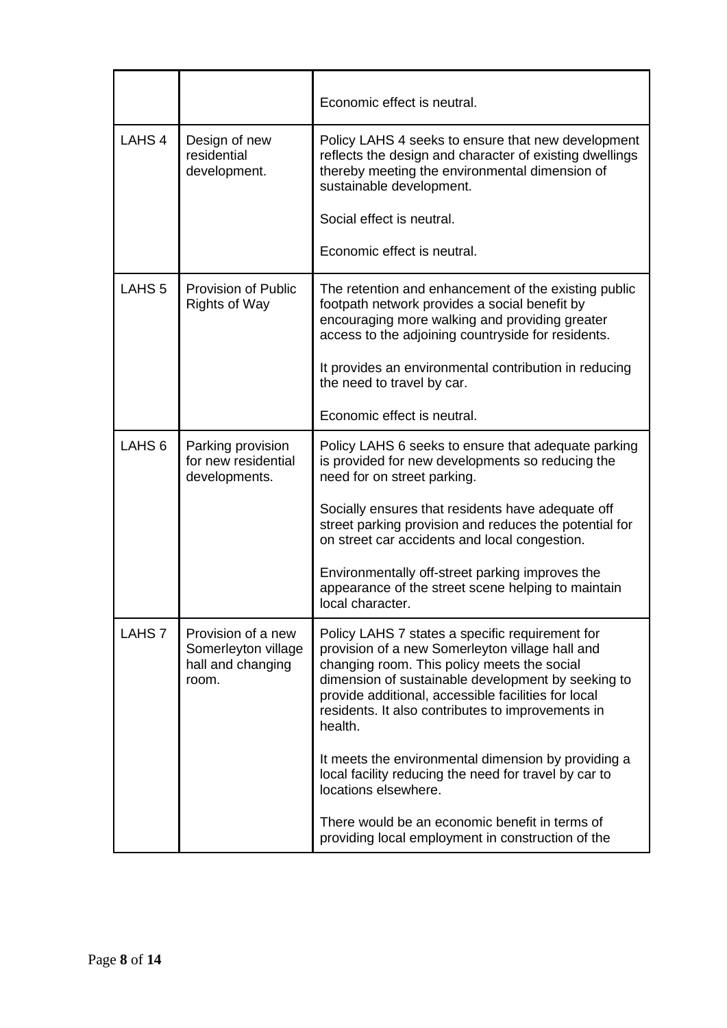| | | |
|---|---|---|
| | | Economic effect is neutral. |
| LAHS 4 | Design of new residential development. | Policy LAHS 4 seeks to ensure that new development reflects the design and character of existing dwellings thereby meeting the environmental dimension of sustainable development.<br><br>Social effect is neutral.<br><br>Economic effect is neutral. |
| LAHS 5 | Provision of Public Rights of Way | The retention and enhancement of the existing public footpath network provides a social benefit by encouraging more walking and providing greater access to the adjoining countryside for residents.<br><br>It provides an environmental contribution in reducing the need to travel by car.<br><br>Economic effect is neutral. |
| LAHS 6 | Parking provision for new residential developments. | Policy LAHS 6 seeks to ensure that adequate parking is provided for new developments so reducing the need for on street parking.<br><br>Socially ensures that residents have adequate off street parking provision and reduces the potential for on street car accidents and local congestion.<br><br>Environmentally off-street parking improves the appearance of the street scene helping to maintain local character. |
| LAHS 7 | Provision of a new Somerleyton village hall and changing room. | Policy LAHS 7 states a specific requirement for provision of a new Somerleyton village hall and changing room. This policy meets the social dimension of sustainable development by seeking to provide additional, accessible facilities for local residents. It also contributes to improvements in health.<br><br>It meets the environmental dimension by providing a local facility reducing the need for travel by car to locations elsewhere.<br><br>There would be an economic benefit in terms of providing local employment in construction of the |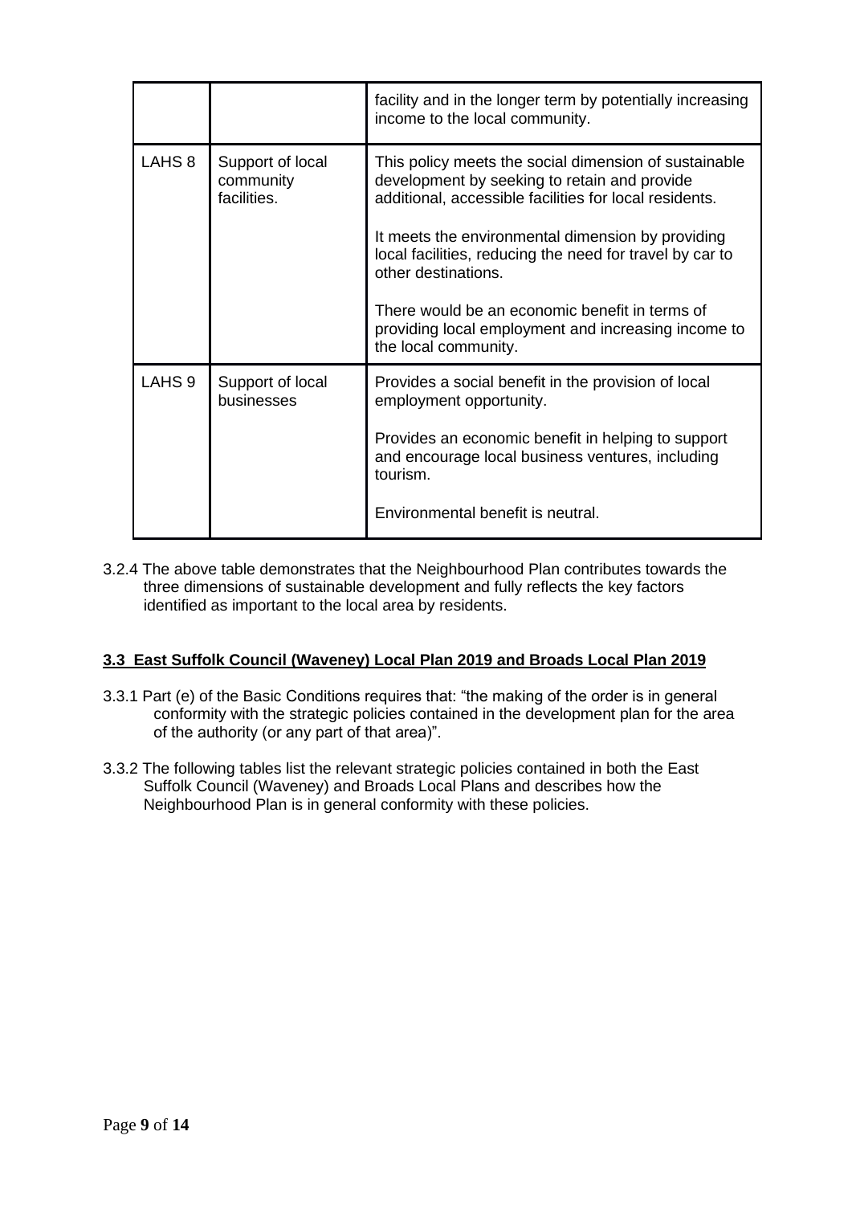| | | |
|---|---|---|
| | | facility and in the longer term by potentially increasing income to the local community. |
| LAHS 8 | Support of local community facilities. | This policy meets the social dimension of sustainable development by seeking to retain and provide additional, accessible facilities for local residents.<br><br>It meets the environmental dimension by providing local facilities, reducing the need for travel by car to other destinations.<br><br>There would be an economic benefit in terms of providing local employment and increasing income to the local community. |
| LAHS 9 | Support of local businesses | Provides a social benefit in the provision of local employment opportunity.<br><br>Provides an economic benefit in helping to support and encourage local business ventures, including tourism.<br><br>Environmental benefit is neutral. |

3.2.4 The above table demonstrates that the Neighbourhood Plan contributes towards the three dimensions of sustainable development and fully reflects the key factors identified as important to the local area by residents.

## 3.3 East Suffolk Council (Waveney) Local Plan 2019 and Broads Local Plan 2019

3.3.1 Part (e) of the Basic Conditions requires that: "the making of the order is in general conformity with the strategic policies contained in the development plan for the area of the authority (or any part of that area)".

3.3.2 The following tables list the relevant strategic policies contained in both the East Suffolk Council (Waveney) and Broads Local Plans and describes how the Neighbourhood Plan is in general conformity with these policies.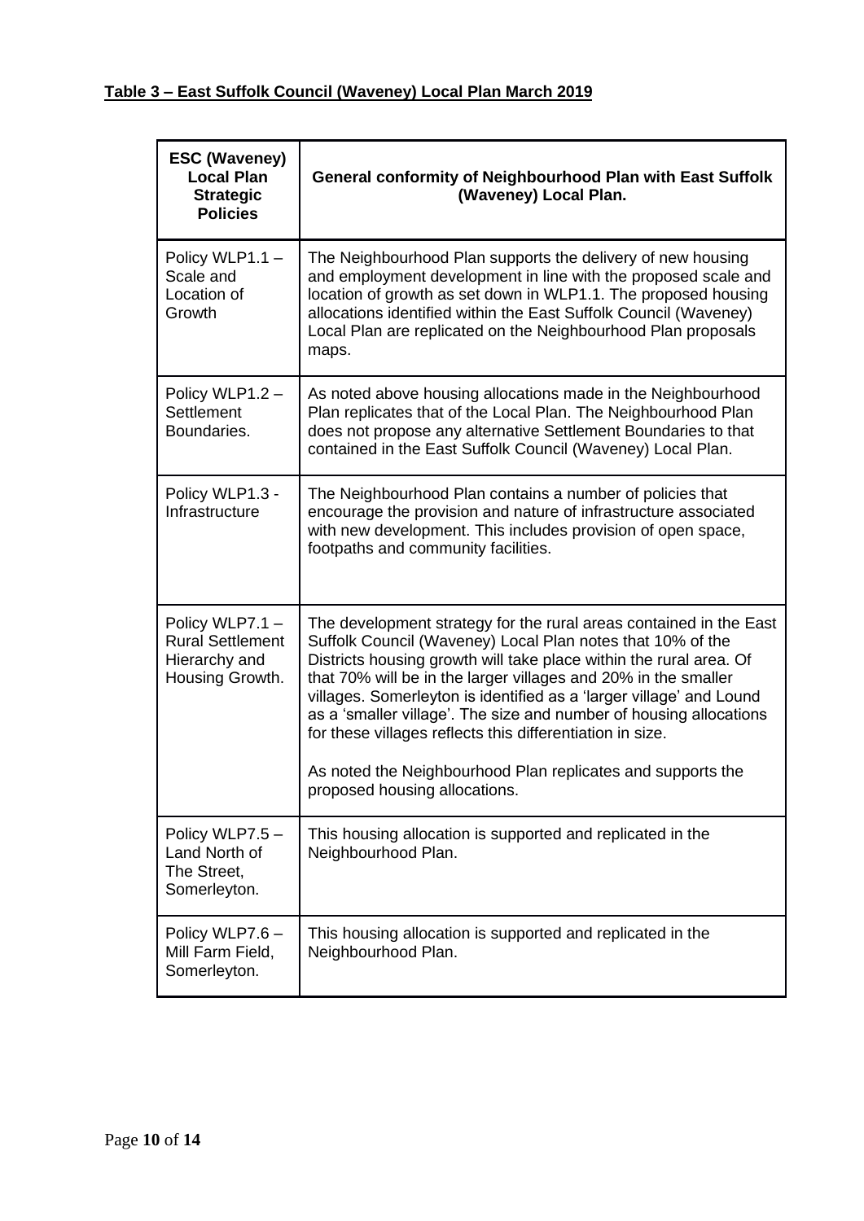**Table 3 – East Suffolk Council (Waveney) Local Plan March 2019**

| ESC (Waveney) Local Plan Strategic Policies | General conformity of Neighbourhood Plan with East Suffolk (Waveney) Local Plan. |
|---|---|
| Policy WLP1.1 – Scale and Location of Growth | The Neighbourhood Plan supports the delivery of new housing and employment development in line with the proposed scale and location of growth as set down in WLP1.1. The proposed housing allocations identified within the East Suffolk Council (Waveney) Local Plan are replicated on the Neighbourhood Plan proposals maps. |
| Policy WLP1.2 – Settlement Boundaries. | As noted above housing allocations made in the Neighbourhood Plan replicates that of the Local Plan. The Neighbourhood Plan does not propose any alternative Settlement Boundaries to that contained in the East Suffolk Council (Waveney) Local Plan. |
| Policy WLP1.3 - Infrastructure | The Neighbourhood Plan contains a number of policies that encourage the provision and nature of infrastructure associated with new development. This includes provision of open space, footpaths and community facilities. |
| Policy WLP7.1 – Rural Settlement Hierarchy and Housing Growth. | The development strategy for the rural areas contained in the East Suffolk Council (Waveney) Local Plan notes that 10% of the Districts housing growth will take place within the rural area. Of that 70% will be in the larger villages and 20% in the smaller villages. Somerleyton is identified as a 'larger village' and Lound as a 'smaller village'. The size and number of housing allocations for these villages reflects this differentiation in size.<br><br>As noted the Neighbourhood Plan replicates and supports the proposed housing allocations. |
| Policy WLP7.5 – Land North of The Street, Somerleyton. | This housing allocation is supported and replicated in the Neighbourhood Plan. |
| Policy WLP7.6 – Mill Farm Field, Somerleyton. | This housing allocation is supported and replicated in the Neighbourhood Plan. |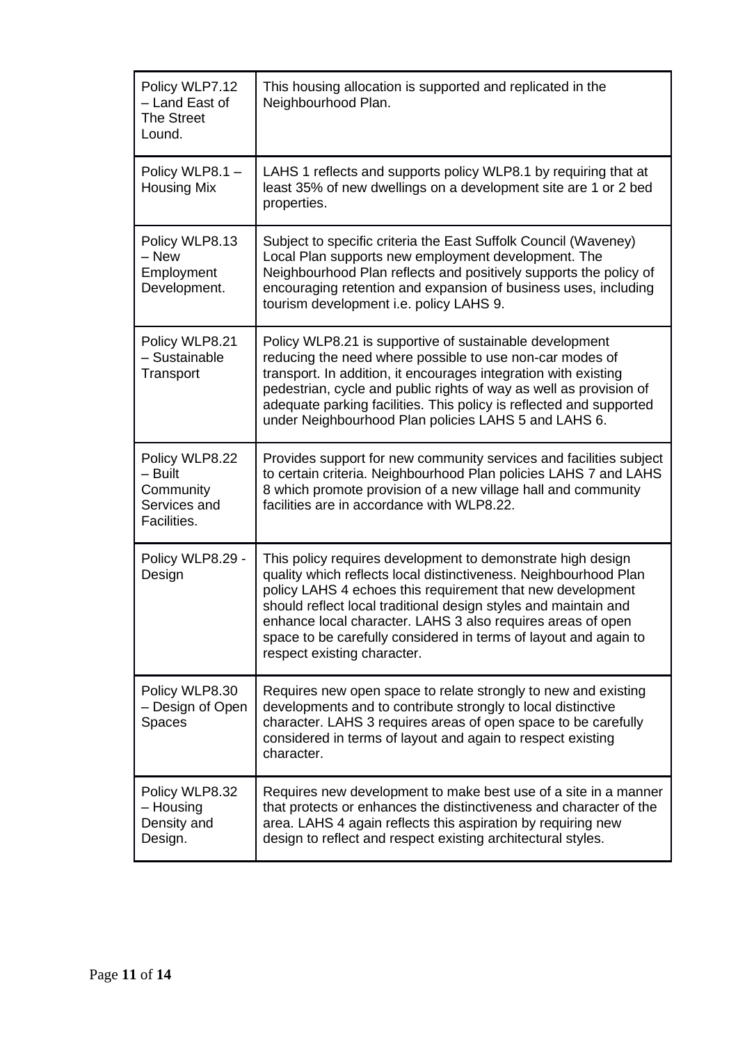| | |
|---|---|
| Policy WLP7.12 – Land East of The Street Lound. | This housing allocation is supported and replicated in the Neighbourhood Plan. |
| Policy WLP8.1 – Housing Mix | LAHS 1 reflects and supports policy WLP8.1 by requiring that at least 35% of new dwellings on a development site are 1 or 2 bed properties. |
| Policy WLP8.13 – New Employment Development. | Subject to specific criteria the East Suffolk Council (Waveney) Local Plan supports new employment development. The Neighbourhood Plan reflects and positively supports the policy of encouraging retention and expansion of business uses, including tourism development i.e. policy LAHS 9. |
| Policy WLP8.21 – Sustainable Transport | Policy WLP8.21 is supportive of sustainable development reducing the need where possible to use non-car modes of transport. In addition, it encourages integration with existing pedestrian, cycle and public rights of way as well as provision of adequate parking facilities. This policy is reflected and supported under Neighbourhood Plan policies LAHS 5 and LAHS 6. |
| Policy WLP8.22 – Built Community Services and Facilities. | Provides support for new community services and facilities subject to certain criteria. Neighbourhood Plan policies LAHS 7 and LAHS 8 which promote provision of a new village hall and community facilities are in accordance with WLP8.22. |
| Policy WLP8.29 - Design | This policy requires development to demonstrate high design quality which reflects local distinctiveness. Neighbourhood Plan policy LAHS 4 echoes this requirement that new development should reflect local traditional design styles and maintain and enhance local character. LAHS 3 also requires areas of open space to be carefully considered in terms of layout and again to respect existing character. |
| Policy WLP8.30 – Design of Open Spaces | Requires new open space to relate strongly to new and existing developments and to contribute strongly to local distinctive character. LAHS 3 requires areas of open space to be carefully considered in terms of layout and again to respect existing character. |
| Policy WLP8.32 – Housing Density and Design. | Requires new development to make best use of a site in a manner that protects or enhances the distinctiveness and character of the area. LAHS 4 again reflects this aspiration by requiring new design to reflect and respect existing architectural styles. |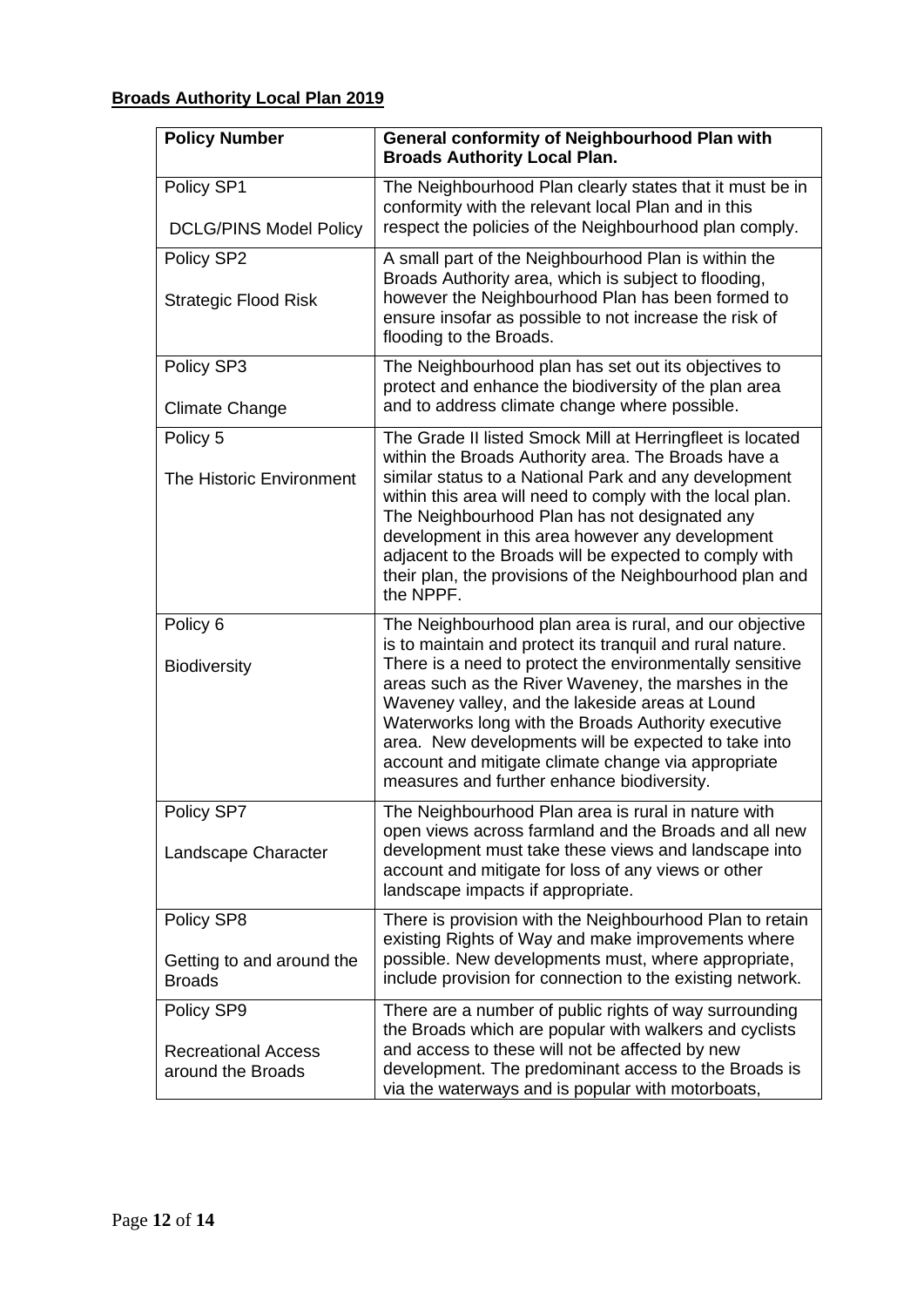**Broads Authority Local Plan 2019**

| Policy Number | General conformity of Neighbourhood Plan with Broads Authority Local Plan. |
|---|---|
| Policy SP1<br><br>DCLG/PINS Model Policy | The Neighbourhood Plan clearly states that it must be in conformity with the relevant local Plan and in this respect the policies of the Neighbourhood plan comply. |
| Policy SP2<br><br>Strategic Flood Risk | A small part of the Neighbourhood Plan is within the Broads Authority area, which is subject to flooding, however the Neighbourhood Plan has been formed to ensure insofar as possible to not increase the risk of flooding to the Broads. |
| Policy SP3<br><br>Climate Change | The Neighbourhood plan has set out its objectives to protect and enhance the biodiversity of the plan area and to address climate change where possible. |
| Policy 5<br><br>The Historic Environment | The Grade II listed Smock Mill at Herringfleet is located within the Broads Authority area. The Broads have a similar status to a National Park and any development within this area will need to comply with the local plan. The Neighbourhood Plan has not designated any development in this area however any development adjacent to the Broads will be expected to comply with their plan, the provisions of the Neighbourhood plan and the NPPF. |
| Policy 6<br><br>Biodiversity | The Neighbourhood plan area is rural, and our objective is to maintain and protect its tranquil and rural nature. There is a need to protect the environmentally sensitive areas such as the River Waveney, the marshes in the Waveney valley, and the lakeside areas at Lound Waterworks long with the Broads Authority executive area. New developments will be expected to take into account and mitigate climate change via appropriate measures and further enhance biodiversity. |
| Policy SP7<br><br>Landscape Character | The Neighbourhood Plan area is rural in nature with open views across farmland and the Broads and all new development must take these views and landscape into account and mitigate for loss of any views or other landscape impacts if appropriate. |
| Policy SP8<br><br>Getting to and around the Broads | There is provision with the Neighbourhood Plan to retain existing Rights of Way and make improvements where possible. New developments must, where appropriate, include provision for connection to the existing network. |
| Policy SP9<br><br>Recreational Access around the Broads | There are a number of public rights of way surrounding the Broads which are popular with walkers and cyclists and access to these will not be affected by new development. The predominant access to the Broads is via the waterways and is popular with motorboats, |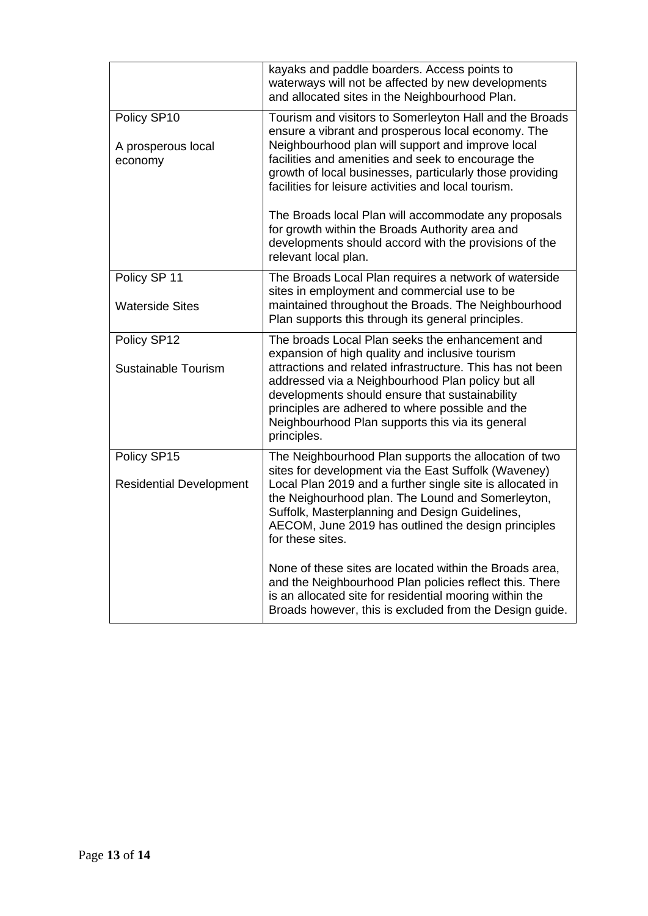| | |
|---|---|
| | kayaks and paddle boarders. Access points to waterways will not be affected by new developments and allocated sites in the Neighbourhood Plan. |
| Policy SP10<br><br>A prosperous local economy | Tourism and visitors to Somerleyton Hall and the Broads ensure a vibrant and prosperous local economy. The Neighbourhood plan will support and improve local facilities and amenities and seek to encourage the growth of local businesses, particularly those providing facilities for leisure activities and local tourism.<br><br>The Broads local Plan will accommodate any proposals for growth within the Broads Authority area and developments should accord with the provisions of the relevant local plan. |
| Policy SP 11<br><br>Waterside Sites | The Broads Local Plan requires a network of waterside sites in employment and commercial use to be maintained throughout the Broads. The Neighbourhood Plan supports this through its general principles. |
| Policy SP12<br><br>Sustainable Tourism | The broads Local Plan seeks the enhancement and expansion of high quality and inclusive tourism attractions and related infrastructure. This has not been addressed via a Neighbourhood Plan policy but all developments should ensure that sustainability principles are adhered to where possible and the Neighbourhood Plan supports this via its general principles. |
| Policy SP15<br><br>Residential Development | The Neighbourhood Plan supports the allocation of two sites for development via the East Suffolk (Waveney) Local Plan 2019 and a further single site is allocated in the Neighourhood plan. The Lound and Somerleyton, Suffolk, Masterplanning and Design Guidelines, AECOM, June 2019 has outlined the design principles for these sites.<br><br>None of these sites are located within the Broads area, and the Neighbourhood Plan policies reflect this. There is an allocated site for residential mooring within the Broads however, this is excluded from the Design guide. |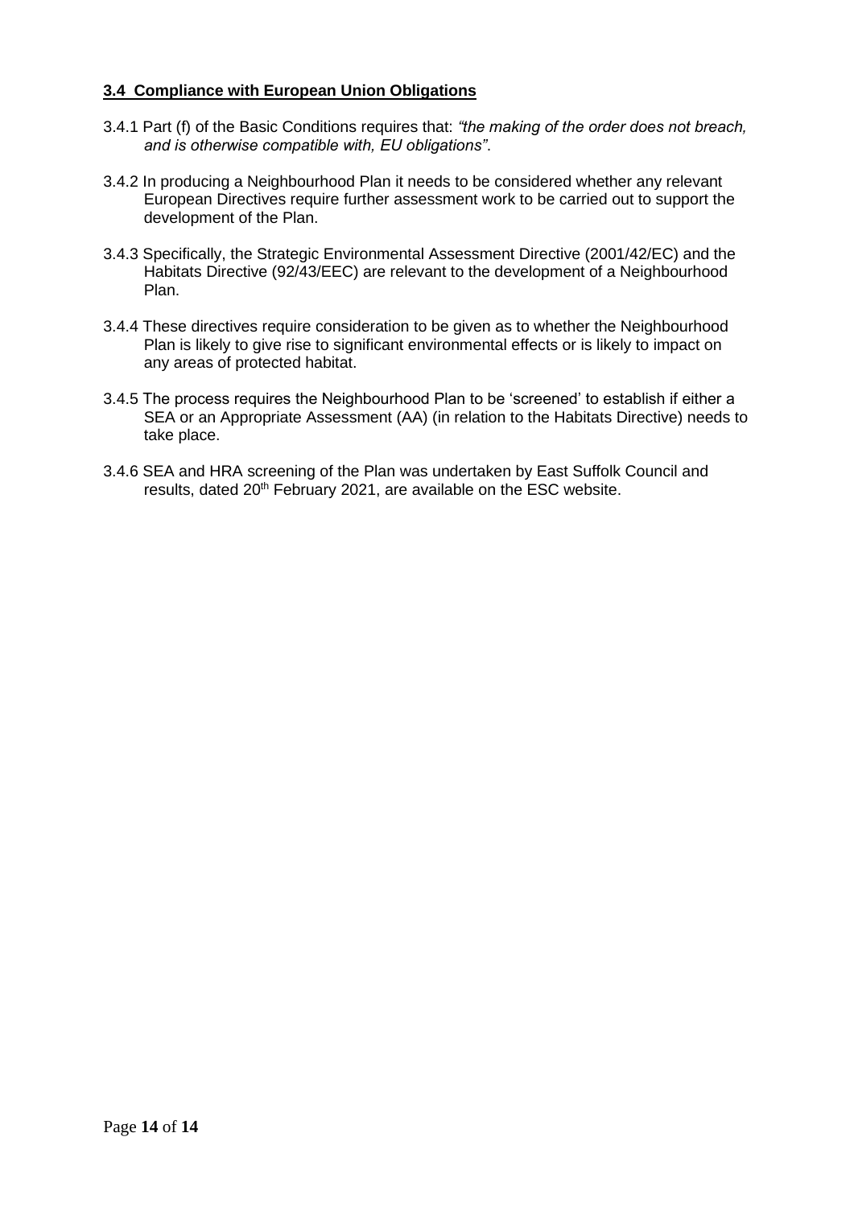### **3.4 Compliance with European Union Obligations**

3.4.1 Part (f) of the Basic Conditions requires that: *"the making of the order does not breach, and is otherwise compatible with, EU obligations"*.

3.4.2 In producing a Neighbourhood Plan it needs to be considered whether any relevant European Directives require further assessment work to be carried out to support the development of the Plan.

3.4.3 Specifically, the Strategic Environmental Assessment Directive (2001/42/EC) and the Habitats Directive (92/43/EEC) are relevant to the development of a Neighbourhood Plan.

3.4.4 These directives require consideration to be given as to whether the Neighbourhood Plan is likely to give rise to significant environmental effects or is likely to impact on any areas of protected habitat.

3.4.5 The process requires the Neighbourhood Plan to be 'screened' to establish if either a SEA or an Appropriate Assessment (AA) (in relation to the Habitats Directive) needs to take place.

3.4.6 SEA and HRA screening of the Plan was undertaken by East Suffolk Council and results, dated 20th February 2021, are available on the ESC website.